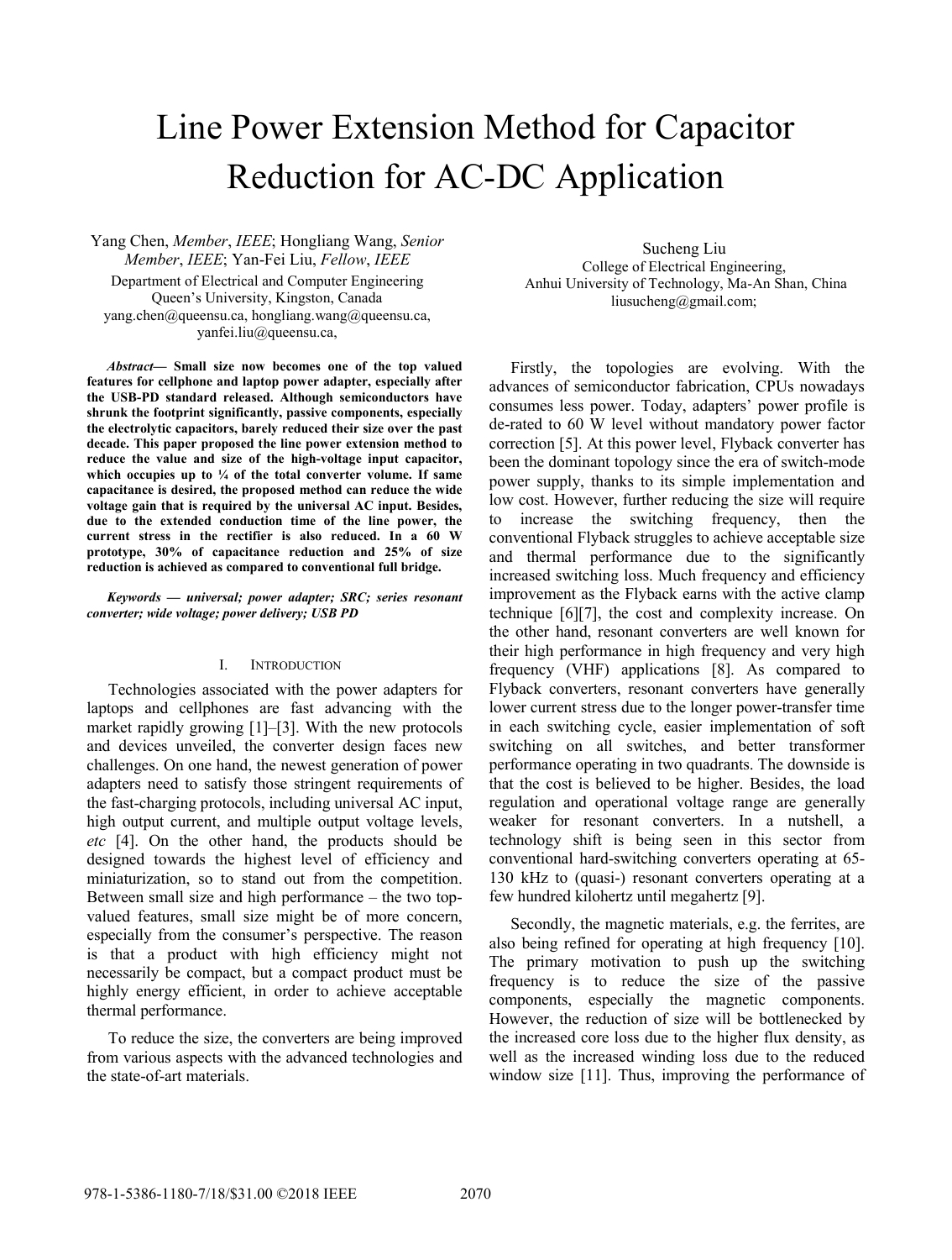# Line Power Extension Method for Capacitor Reduction for AC-DC Application

Yang Chen, *Member*, *IEEE*; Hongliang Wang, *Senior Member*, *IEEE*; Yan-Fei Liu, *Fellow*, *IEEE*
Department of Electrical and Computer Engineering
Queen's University, Kingston, Canada
yang.chen@queensu.ca, hongliang.wang@queensu.ca, yanfei.liu@queensu.ca,

Sucheng Liu
College of Electrical Engineering,
Anhui University of Technology, Ma-An Shan, China
liusucheng@gmail.com;

***Abstract*— Small size now becomes one of the top valued features for cellphone and laptop power adapter, especially after the USB-PD standard released. Although semiconductors have shrunk the footprint significantly, passive components, especially the electrolytic capacitors, barely reduced their size over the past decade. This paper proposed the line power extension method to reduce the value and size of the high-voltage input capacitor, which occupies up to ¼ of the total converter volume. If same capacitance is desired, the proposed method can reduce the wide voltage gain that is required by the universal AC input. Besides, due to the extended conduction time of the line power, the current stress in the rectifier is also reduced. In a 60 W prototype, 30% of capacitance reduction and 25% of size reduction is achieved as compared to conventional full bridge.**

***Keywords — universal; power adapter; SRC; series resonant converter; wide voltage; power delivery; USB PD***

## I. Introduction

Technologies associated with the power adapters for laptops and cellphones are fast advancing with the market rapidly growing [1]–[3]. With the new protocols and devices unveiled, the converter design faces new challenges. On one hand, the newest generation of power adapters need to satisfy those stringent requirements of the fast-charging protocols, including universal AC input, high output current, and multiple output voltage levels, *etc* [4]. On the other hand, the products should be designed towards the highest level of efficiency and miniaturization, so to stand out from the competition. Between small size and high performance – the two top-valued features, small size might be of more concern, especially from the consumer's perspective. The reason is that a product with high efficiency might not necessarily be compact, but a compact product must be highly energy efficient, in order to achieve acceptable thermal performance.

To reduce the size, the converters are being improved from various aspects with the advanced technologies and the state-of-art materials.

Firstly, the topologies are evolving. With the advances of semiconductor fabrication, CPUs nowadays consumes less power. Today, adapters' power profile is de-rated to 60 W level without mandatory power factor correction [5]. At this power level, Flyback converter has been the dominant topology since the era of switch-mode power supply, thanks to its simple implementation and low cost. However, further reducing the size will require to increase the switching frequency, then the conventional Flyback struggles to achieve acceptable size and thermal performance due to the significantly increased switching loss. Much frequency and efficiency improvement as the Flyback earns with the active clamp technique [6][7], the cost and complexity increase. On the other hand, resonant converters are well known for their high performance in high frequency and very high frequency (VHF) applications [8]. As compared to Flyback converters, resonant converters have generally lower current stress due to the longer power-transfer time in each switching cycle, easier implementation of soft switching on all switches, and better transformer performance operating in two quadrants. The downside is that the cost is believed to be higher. Besides, the load regulation and operational voltage range are generally weaker for resonant converters. In a nutshell, a technology shift is being seen in this sector from conventional hard-switching converters operating at 65-130 kHz to (quasi-) resonant converters operating at a few hundred kilohertz until megahertz [9].

Secondly, the magnetic materials, e.g. the ferrites, are also being refined for operating at high frequency [10]. The primary motivation to push up the switching frequency is to reduce the size of the passive components, especially the magnetic components. However, the reduction of size will be bottlenecked by the increased core loss due to the higher flux density, as well as the increased winding loss due to the reduced window size [11]. Thus, improving the performance of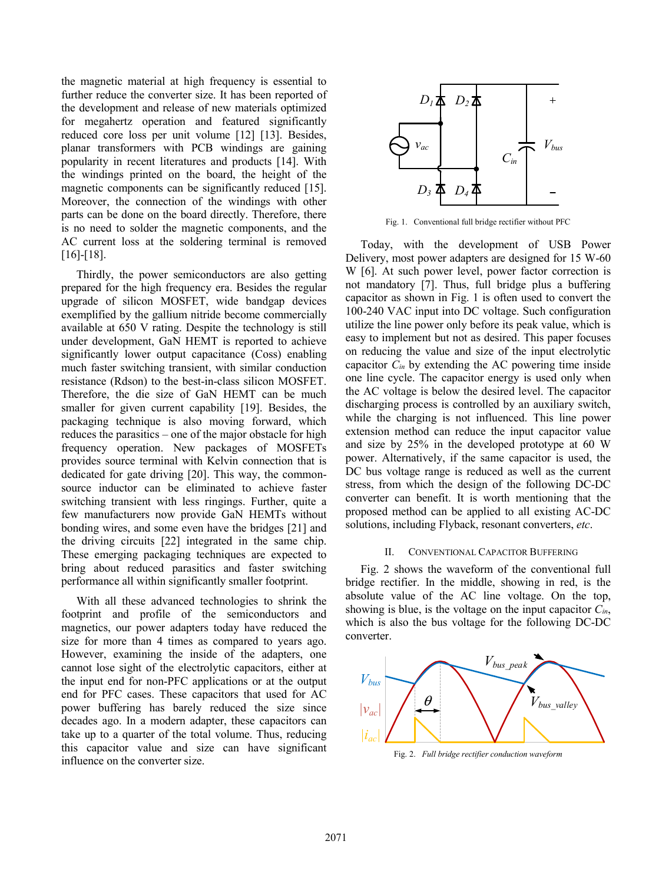the magnetic material at high frequency is essential to further reduce the converter size. It has been reported of the development and release of new materials optimized for megahertz operation and featured significantly reduced core loss per unit volume [12] [13]. Besides, planar transformers with PCB windings are gaining popularity in recent literatures and products [14]. With the windings printed on the board, the height of the magnetic components can be significantly reduced [15]. Moreover, the connection of the windings with other parts can be done on the board directly. Therefore, there is no need to solder the magnetic components, and the AC current loss at the soldering terminal is removed [16]-[18].

Thirdly, the power semiconductors are also getting prepared for the high frequency era. Besides the regular upgrade of silicon MOSFET, wide bandgap devices exemplified by the gallium nitride become commercially available at 650 V rating. Despite the technology is still under development, GaN HEMT is reported to achieve significantly lower output capacitance (Coss) enabling much faster switching transient, with similar conduction resistance (Rdson) to the best-in-class silicon MOSFET. Therefore, the die size of GaN HEMT can be much smaller for given current capability [19]. Besides, the packaging technique is also moving forward, which reduces the parasitics – one of the major obstacle for high frequency operation. New packages of MOSFETs provides source terminal with Kelvin connection that is dedicated for gate driving [20]. This way, the common-source inductor can be eliminated to achieve faster switching transient with less ringings. Further, quite a few manufacturers now provide GaN HEMTs without bonding wires, and some even have the bridges [21] and the driving circuits [22] integrated in the same chip. These emerging packaging techniques are expected to bring about reduced parasitics and faster switching performance all within significantly smaller footprint.

With all these advanced technologies to shrink the footprint and profile of the semiconductors and magnetics, our power adapters today have reduced the size for more than 4 times as compared to years ago. However, examining the inside of the adapters, one cannot lose sight of the electrolytic capacitors, either at the input end for non-PFC applications or at the output end for PFC cases. These capacitors that used for AC power buffering has barely reduced the size since decades ago. In a modern adapter, these capacitors can take up to a quarter of the total volume. Thus, reducing this capacitor value and size can have significant influence on the converter size.

Fig. 1. Conventional full bridge rectifier without PFC

Today, with the development of USB Power Delivery, most power adapters are designed for 15 W-60 W [6]. At such power level, power factor correction is not mandatory [7]. Thus, full bridge plus a buffering capacitor as shown in Fig. 1 is often used to convert the 100-240 VAC input into DC voltage. Such configuration utilize the line power only before its peak value, which is easy to implement but not as desired. This paper focuses on reducing the value and size of the input electrolytic capacitor $C_{in}$ by extending the AC powering time inside one line cycle. The capacitor energy is used only when the AC voltage is below the desired level. The capacitor discharging process is controlled by an auxiliary switch, while the charging is not influenced. This line power extension method can reduce the input capacitor value and size by 25% in the developed prototype at 60 W power. Alternatively, if the same capacitor is used, the DC bus voltage range is reduced as well as the current stress, from which the design of the following DC-DC converter can benefit. It is worth mentioning that the proposed method can be applied to all existing AC-DC solutions, including Flyback, resonant converters, *etc*.

## II. Conventional Capacitor Buffering

Fig. 2 shows the waveform of the conventional full bridge rectifier. In the middle, showing in red, is the absolute value of the AC line voltage. On the top, showing is blue, is the voltage on the input capacitor $C_{in}$, which is also the bus voltage for the following DC-DC converter.

Fig. 2. *Full bridge rectifier conduction waveform*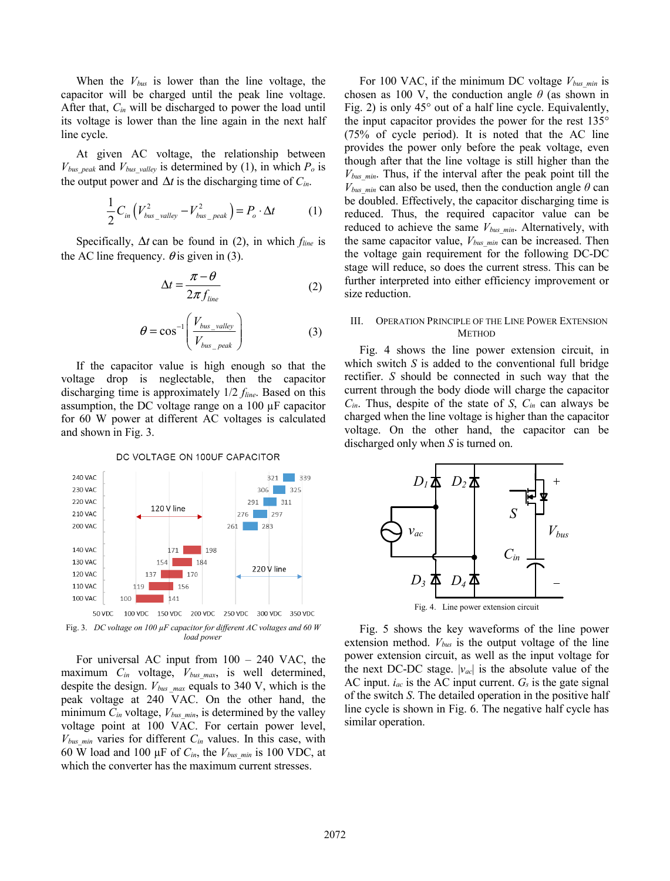When the $V_{bus}$ is lower than the line voltage, the capacitor will be charged until the peak line voltage. After that, $C_{in}$ will be discharged to power the load until its voltage is lower than the line again in the next half line cycle.

At given AC voltage, the relationship between $V_{bus\_peak}$ and $V_{bus\_valley}$ is determined by (1), in which $P_o$ is the output power and $\Delta t$ is the discharging time of $C_{in}$.

$$\frac{1}{2}C_{in}\left(V_{bus\_valley}^2 - V_{bus\_peak}^2\right) = P_o \cdot \Delta t \qquad (1)$$

Specifically, $\Delta t$ can be found in (2), in which $f_{line}$ is the AC line frequency. $\theta$ is given in (3).

$$\Delta t = \frac{\pi - \theta}{2\pi f_{line}} \qquad (2)$$

$$\theta = \cos^{-1}\left(\frac{V_{bus\_valley}}{V_{bus\_peak}}\right) \qquad (3)$$

If the capacitor value is high enough so that the voltage drop is neglectable, then the capacitor discharging time is approximately $1/2\ f_{line}$. Based on this assumption, the DC voltage range on a 100 µF capacitor for 60 W power at different AC voltages is calculated and shown in Fig. 3.

DC VOLTAGE ON 100UF CAPACITOR

| AC input | $V_{bus\_min}$ (V) | $V_{bus\_max}$ (V) |
|---|---|---|
| 240 VAC | 321 | 339 |
| 230 VAC | 306 | 325 |
| 220 VAC | 291 | 311 |
| 210 VAC | 276 | 297 |
| 200 VAC | 261 | 283 |
| 140 VAC | 171 | 198 |
| 130 VAC | 154 | 184 |
| 120 VAC | 137 | 170 |
| 110 VAC | 119 | 156 |
| 100 VAC | 100 | 141 |

Fig. 3. DC voltage on 100 µF capacitor for different AC voltages and 60 W load power

For universal AC input from 100 – 240 VAC, the maximum $C_{in}$ voltage, $V_{bus\_max}$, is well determined, despite the design. $V_{bus\_max}$ equals to 340 V, which is the peak voltage at 240 VAC. On the other hand, the minimum $C_{in}$ voltage, $V_{bus\_min}$, is determined by the valley voltage point at 100 VAC. For certain power level, $V_{bus\_min}$ varies for different $C_{in}$ values. In this case, with 60 W load and 100 µF of $C_{in}$, the $V_{bus\_min}$ is 100 VDC, at which the converter has the maximum current stresses.

For 100 VAC, if the minimum DC voltage $V_{bus\_min}$ is chosen as 100 V, the conduction angle $\theta$ (as shown in Fig. 2) is only 45° out of a half line cycle. Equivalently, the input capacitor provides the power for the rest 135° (75% of cycle period). It is noted that the AC line provides the power only before the peak voltage, even though after that the line voltage is still higher than the $V_{bus\_min}$. Thus, if the interval after the peak point till the $V_{bus\_min}$ can also be used, then the conduction angle $\theta$ can be doubled. Effectively, the capacitor discharging time is reduced. Thus, the required capacitor value can be reduced to achieve the same $V_{bus\_min}$. Alternatively, with the same capacitor value, $V_{bus\_min}$ can be increased. Then the voltage gain requirement for the following DC-DC stage will reduce, so does the current stress. This can be further interpreted into either efficiency improvement or size reduction.

## III. Operation Principle of the Line Power Extension Method

Fig. 4 shows the line power extension circuit, in which switch $S$ is added to the conventional full bridge rectifier. $S$ should be connected in such way that the current through the body diode will charge the capacitor $C_{in}$. Thus, despite of the state of $S$, $C_{in}$ can always be charged when the line voltage is higher than the capacitor voltage. On the other hand, the capacitor can be discharged only when $S$ is turned on.

Fig. 4. Line power extension circuit

Fig. 5 shows the key waveforms of the line power extension method. $V_{bus}$ is the output voltage of the line power extension circuit, as well as the input voltage for the next DC-DC stage. $|v_{ac}|$ is the absolute value of the AC input. $i_{ac}$ is the AC input current. $G_s$ is the gate signal of the switch $S$. The detailed operation in the positive half line cycle is shown in Fig. 6. The negative half cycle has similar operation.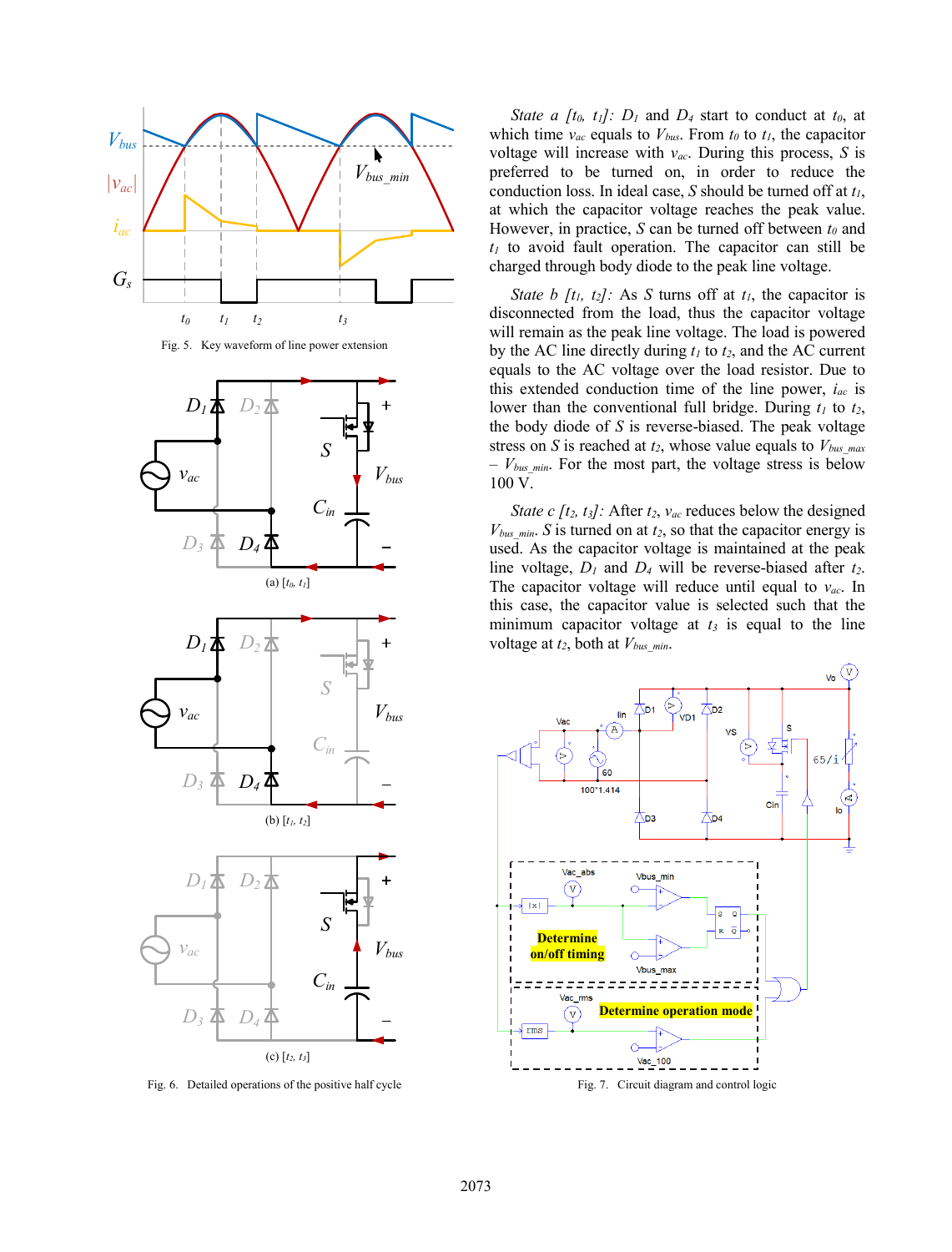Fig. 5. Key waveform of line power extension

(a) $[t_0, t_1]$

(b) $[t_1, t_2]$

(c) $[t_2, t_3]$

Fig. 6. Detailed operations of the positive half cycle

*State a $[t_0, t_1]$:* $D_1$ and $D_4$ start to conduct at $t_0$, at which time $v_{ac}$ equals to $V_{bus}$. From $t_0$ to $t_1$, the capacitor voltage will increase with $v_{ac}$. During this process, $S$ is preferred to be turned on, in order to reduce the conduction loss. In ideal case, $S$ should be turned off at $t_1$, at which the capacitor voltage reaches the peak value. However, in practice, $S$ can be turned off between $t_0$ and $t_1$ to avoid fault operation. The capacitor can still be charged through body diode to the peak line voltage.

*State b $[t_1, t_2]$:* As $S$ turns off at $t_1$, the capacitor is disconnected from the load, thus the capacitor voltage will remain as the peak line voltage. The load is powered by the AC line directly during $t_1$ to $t_2$, and the AC current equals to the AC voltage over the load resistor. Due to this extended conduction time of the line power, $i_{ac}$ is lower than the conventional full bridge. During $t_1$ to $t_2$, the body diode of $S$ is reverse-biased. The peak voltage stress on $S$ is reached at $t_2$, whose value equals to $V_{bus\_max} - V_{bus\_min}$. For the most part, the voltage stress is below 100 V.

*State c $[t_2, t_3]$:* After $t_2$, $v_{ac}$ reduces below the designed $V_{bus\_min}$. $S$ is turned on at $t_2$, so that the capacitor energy is used. As the capacitor voltage is maintained at the peak line voltage, $D_1$ and $D_4$ will be reverse-biased after $t_2$. The capacitor voltage will reduce until equal to $v_{ac}$. In this case, the capacitor value is selected such that the minimum capacitor voltage at $t_3$ is equal to the line voltage at $t_2$, both at $V_{bus\_min}$.

Fig. 7. Circuit diagram and control logic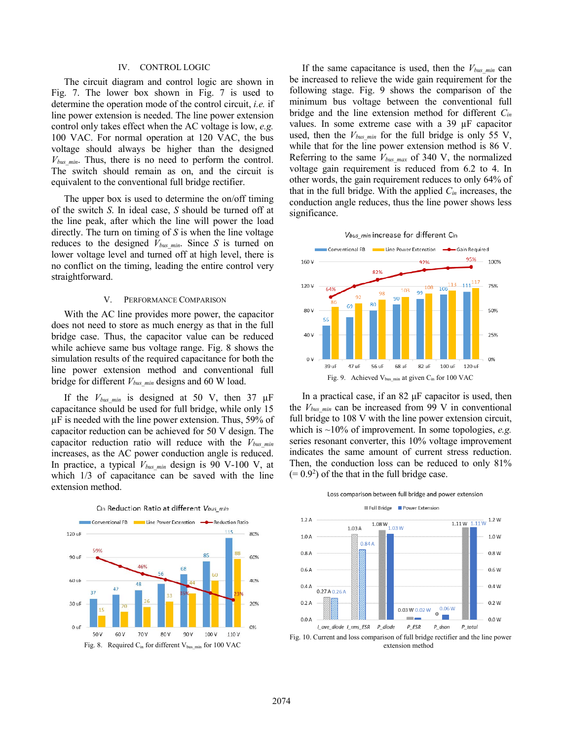## IV. CONTROL LOGIC

The circuit diagram and control logic are shown in Fig. 7. The lower box shown in Fig. 7 is used to determine the operation mode of the control circuit, *i.e.* if line power extension is needed. The line power extension control only takes effect when the AC voltage is low, *e.g.* 100 VAC. For normal operation at 120 VAC, the bus voltage should always be higher than the designed $V_{bus\_min}$. Thus, there is no need to perform the control. The switch should remain as on, and the circuit is equivalent to the conventional full bridge rectifier.

The upper box is used to determine the on/off timing of the switch *S*. In ideal case, *S* should be turned off at the line peak, after which the line will power the load directly. The turn on timing of *S* is when the line voltage reduces to the designed $V_{bus\_min}$. Since *S* is turned on lower voltage level and turned off at high level, there is no conflict on the timing, leading the entire control very straightforward.

## V. PERFORMANCE COMPARISON

With the AC line provides more power, the capacitor does not need to store as much energy as that in the full bridge case. Thus, the capacitor value can be reduced while achieve same bus voltage range. Fig. 8 shows the simulation results of the required capacitance for both the line power extension method and conventional full bridge for different $V_{bus\_min}$ designs and 60 W load.

If the $V_{bus\_min}$ is designed at 50 V, then 37 μF capacitance should be used for full bridge, while only 15 μF is needed with the line power extension. Thus, 59% of capacitor reduction can be achieved for 50 V design. The capacitor reduction ratio will reduce with the $V_{bus\_min}$ increases, as the AC power conduction angle is reduced. In practice, a typical $V_{bus\_min}$ design is 90 V-100 V, at which 1/3 of capacitance can be saved with the line extension method.

Fig. 8. Required $C_{in}$ for different $V_{bus\_min}$ for 100 VAC

If the same capacitance is used, then the $V_{bus\_min}$ can be increased to relieve the wide gain requirement for the following stage. Fig. 9 shows the comparison of the minimum bus voltage between the conventional full bridge and the line extension method for different $C_{in}$ values. In some extreme case with a 39 μF capacitor used, then the $V_{bus\_min}$ for the full bridge is only 55 V, while that for the line power extension method is 86 V. Referring to the same $V_{bus\_max}$ of 340 V, the normalized voltage gain requirement is reduced from 6.2 to 4. In other words, the gain requirement reduces to only 64% of that in the full bridge. With the applied $C_{in}$ increases, the conduction angle reduces, thus the line power shows less significance.

Fig. 9. Achieved $V_{bus\_min}$ at given $C_{in}$ for 100 VAC

In a practical case, if an 82 μF capacitor is used, then the $V_{bus\_min}$ can be increased from 99 V in conventional full bridge to 108 V with the line power extension circuit, which is ~10% of improvement. In some topologies, *e.g.* series resonant converter, this 10% voltage improvement indicates the same amount of current stress reduction. Then, the conduction loss can be reduced to only 81% (= $0.9^2$) of the that in the full bridge case.

Fig. 10. Current and loss comparison of full bridge rectifier and the line power extension method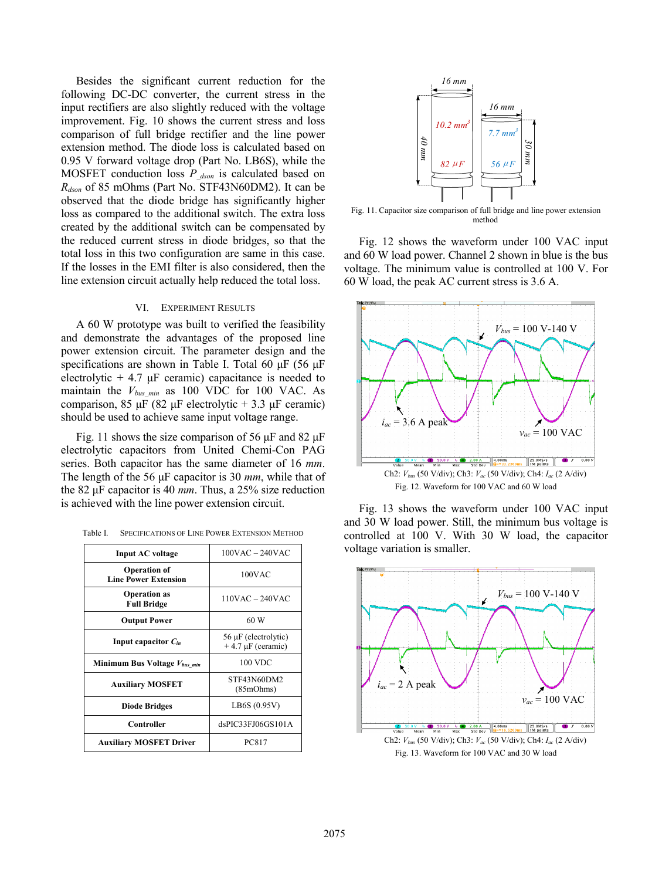Besides the significant current reduction for the following DC-DC converter, the current stress in the input rectifiers are also slightly reduced with the voltage improvement. Fig. 10 shows the current stress and loss comparison of full bridge rectifier and the line power extension method. The diode loss is calculated based on 0.95 V forward voltage drop (Part No. LB6S), while the MOSFET conduction loss $P_{\_dson}$ is calculated based on $R_{dson}$ of 85 mOhms (Part No. STF43N60DM2). It can be observed that the diode bridge has significantly higher loss as compared to the additional switch. The extra loss created by the additional switch can be compensated by the reduced current stress in diode bridges, so that the total loss in this two configuration are same in this case. If the losses in the EMI filter is also considered, then the line extension circuit actually help reduced the total loss.

## VI. Experiment Results

A 60 W prototype was built to verified the feasibility and demonstrate the advantages of the proposed line power extension circuit. The parameter design and the specifications are shown in Table I. Total 60 µF (56 µF electrolytic + 4.7 µF ceramic) capacitance is needed to maintain the $V_{bus\_min}$ as 100 VDC for 100 VAC. As comparison, 85 µF (82 µF electrolytic + 3.3 µF ceramic) should be used to achieve same input voltage range.

Fig. 11 shows the size comparison of 56 µF and 82 µF electrolytic capacitors from United Chemi-Con PAG series. Both capacitor has the same diameter of 16 *mm*. The length of the 56 µF capacitor is 30 *mm*, while that of the 82 µF capacitor is 40 *mm*. Thus, a 25% size reduction is achieved with the line power extension circuit.

Table I. Specifications of Line Power Extension Method

| | |
|---|---|
| **Input AC voltage** | 100VAC – 240VAC |
| **Operation of Line Power Extension** | 100VAC |
| **Operation as Full Bridge** | 110VAC – 240VAC |
| **Output Power** | 60 W |
| **Input capacitor $C_{in}$** | 56 µF (electrolytic) + 4.7 µF (ceramic) |
| **Minimum Bus Voltage $V_{bus\_min}$** | 100 VDC |
| **Auxiliary MOSFET** | STF43N60DM2 (85mOhms) |
| **Diode Bridges** | LB6S (0.95V) |
| **Controller** | dsPIC33FJ06GS101A |
| **Auxiliary MOSFET Driver** | PC817 |

Fig. 11. Capacitor size comparison of full bridge and line power extension method

Fig. 12 shows the waveform under 100 VAC input and 60 W load power. Channel 2 shown in blue is the bus voltage. The minimum value is controlled at 100 V. For 60 W load, the peak AC current stress is 3.6 A.

Ch2: $V_{bus}$ (50 V/div); Ch3: $V_{ac}$ (50 V/div); Ch4: $I_{ac}$ (2 A/div)

Fig. 12. Waveform for 100 VAC and 60 W load

Fig. 13 shows the waveform under 100 VAC input and 30 W load power. Still, the minimum bus voltage is controlled at 100 V. With 30 W load, the capacitor voltage variation is smaller.

Ch2: $V_{bus}$ (50 V/div); Ch3: $V_{ac}$ (50 V/div); Ch4: $I_{ac}$ (2 A/div)

Fig. 13. Waveform for 100 VAC and 30 W load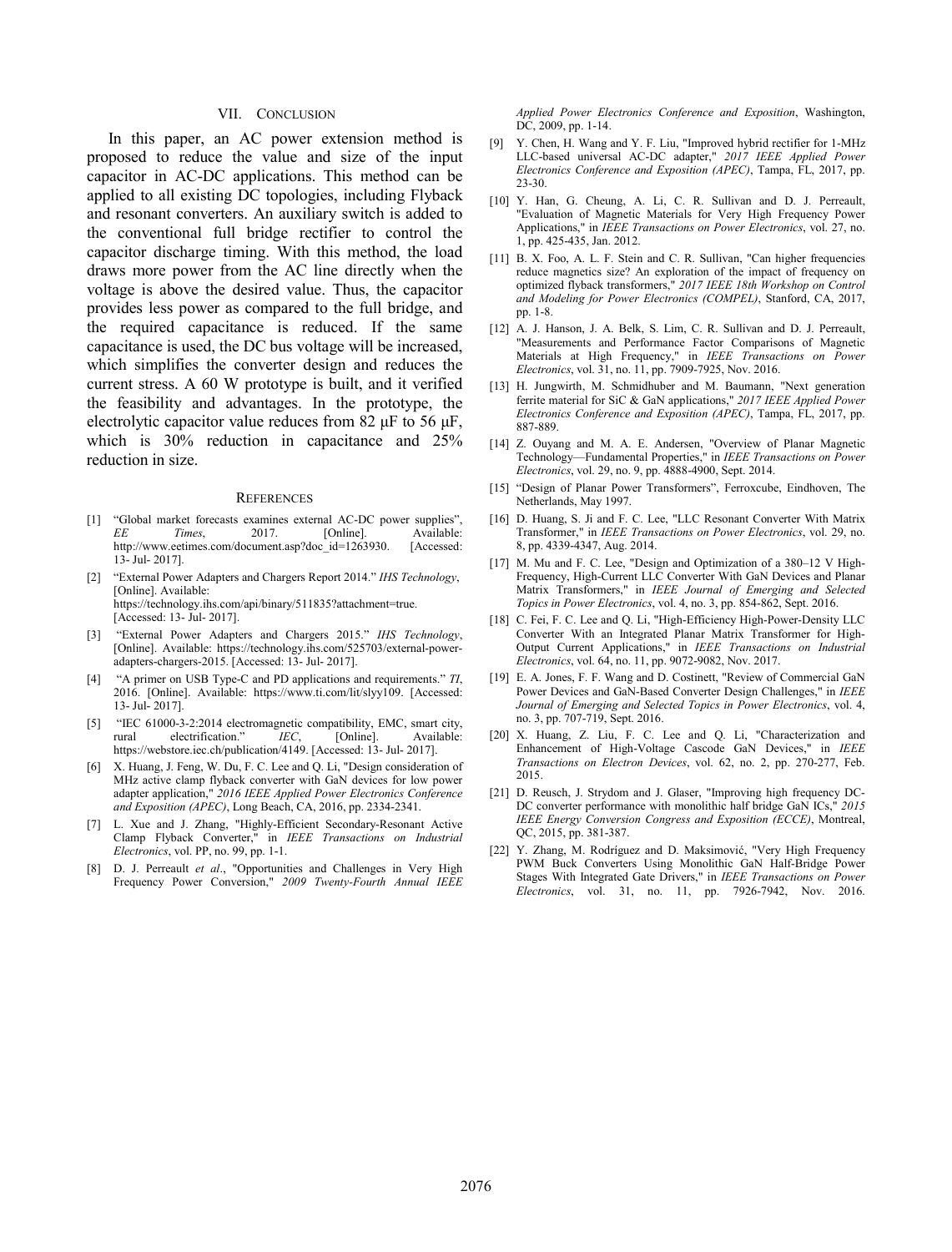## VII. Conclusion

In this paper, an AC power extension method is proposed to reduce the value and size of the input capacitor in AC-DC applications. This method can be applied to all existing DC topologies, including Flyback and resonant converters. An auxiliary switch is added to the conventional full bridge rectifier to control the capacitor discharge timing. With this method, the load draws more power from the AC line directly when the voltage is above the desired value. Thus, the capacitor provides less power as compared to the full bridge, and the required capacitance is reduced. If the same capacitance is used, the DC bus voltage will be increased, which simplifies the converter design and reduces the current stress. A 60 W prototype is built, and it verified the feasibility and advantages. In the prototype, the electrolytic capacitor value reduces from 82 μF to 56 μF, which is 30% reduction in capacitance and 25% reduction in size.

## References

[1] "Global market forecasts examines external AC-DC power supplies", *EE Times*, 2017. [Online]. Available: http://www.eetimes.com/document.asp?doc_id=1263930. [Accessed: 13- Jul- 2017].

[2] "External Power Adapters and Chargers Report 2014." *IHS Technology*, [Online]. Available: https://technology.ihs.com/api/binary/511835?attachment=true. [Accessed: 13- Jul- 2017].

[3] "External Power Adapters and Chargers 2015." *IHS Technology*, [Online]. Available: https://technology.ihs.com/525703/external-power-adapters-chargers-2015. [Accessed: 13- Jul- 2017].

[4] "A primer on USB Type-C and PD applications and requirements." *TI*, 2016. [Online]. Available: https://www.ti.com/lit/slyy109. [Accessed: 13- Jul- 2017].

[5] "IEC 61000-3-2:2014 electromagnetic compatibility, EMC, smart city, rural electrification." *IEC*, [Online]. Available: https://webstore.iec.ch/publication/4149. [Accessed: 13- Jul- 2017].

[6] X. Huang, J. Feng, W. Du, F. C. Lee and Q. Li, "Design consideration of MHz active clamp flyback converter with GaN devices for low power adapter application," *2016 IEEE Applied Power Electronics Conference and Exposition (APEC)*, Long Beach, CA, 2016, pp. 2334-2341.

[7] L. Xue and J. Zhang, "Highly-Efficient Secondary-Resonant Active Clamp Flyback Converter," in *IEEE Transactions on Industrial Electronics*, vol. PP, no. 99, pp. 1-1.

[8] D. J. Perreault *et al*., "Opportunities and Challenges in Very High Frequency Power Conversion," *2009 Twenty-Fourth Annual IEEE Applied Power Electronics Conference and Exposition*, Washington, DC, 2009, pp. 1-14.

[9] Y. Chen, H. Wang and Y. F. Liu, "Improved hybrid rectifier for 1-MHz LLC-based universal AC-DC adapter," *2017 IEEE Applied Power Electronics Conference and Exposition (APEC)*, Tampa, FL, 2017, pp. 23-30.

[10] Y. Han, G. Cheung, A. Li, C. R. Sullivan and D. J. Perreault, "Evaluation of Magnetic Materials for Very High Frequency Power Applications," in *IEEE Transactions on Power Electronics*, vol. 27, no. 1, pp. 425-435, Jan. 2012.

[11] B. X. Foo, A. L. F. Stein and C. R. Sullivan, "Can higher frequencies reduce magnetics size? An exploration of the impact of frequency on optimized flyback transformers," *2017 IEEE 18th Workshop on Control and Modeling for Power Electronics (COMPEL)*, Stanford, CA, 2017, pp. 1-8.

[12] A. J. Hanson, J. A. Belk, S. Lim, C. R. Sullivan and D. J. Perreault, "Measurements and Performance Factor Comparisons of Magnetic Materials at High Frequency," in *IEEE Transactions on Power Electronics*, vol. 31, no. 11, pp. 7909-7925, Nov. 2016.

[13] H. Jungwirth, M. Schmidhuber and M. Baumann, "Next generation ferrite material for SiC & GaN applications," *2017 IEEE Applied Power Electronics Conference and Exposition (APEC)*, Tampa, FL, 2017, pp. 887-889.

[14] Z. Ouyang and M. A. E. Andersen, "Overview of Planar Magnetic Technology—Fundamental Properties," in *IEEE Transactions on Power Electronics*, vol. 29, no. 9, pp. 4888-4900, Sept. 2014.

[15] "Design of Planar Power Transformers", Ferroxcube, Eindhoven, The Netherlands, May 1997.

[16] D. Huang, S. Ji and F. C. Lee, "LLC Resonant Converter With Matrix Transformer," in *IEEE Transactions on Power Electronics*, vol. 29, no. 8, pp. 4339-4347, Aug. 2014.

[17] M. Mu and F. C. Lee, "Design and Optimization of a 380–12 V High-Frequency, High-Current LLC Converter With GaN Devices and Planar Matrix Transformers," in *IEEE Journal of Emerging and Selected Topics in Power Electronics*, vol. 4, no. 3, pp. 854-862, Sept. 2016.

[18] C. Fei, F. C. Lee and Q. Li, "High-Efficiency High-Power-Density LLC Converter With an Integrated Planar Matrix Transformer for High-Output Current Applications," in *IEEE Transactions on Industrial Electronics*, vol. 64, no. 11, pp. 9072-9082, Nov. 2017.

[19] E. A. Jones, F. F. Wang and D. Costinett, "Review of Commercial GaN Power Devices and GaN-Based Converter Design Challenges," in *IEEE Journal of Emerging and Selected Topics in Power Electronics*, vol. 4, no. 3, pp. 707-719, Sept. 2016.

[20] X. Huang, Z. Liu, F. C. Lee and Q. Li, "Characterization and Enhancement of High-Voltage Cascode GaN Devices," in *IEEE Transactions on Electron Devices*, vol. 62, no. 2, pp. 270-277, Feb. 2015.

[21] D. Reusch, J. Strydom and J. Glaser, "Improving high frequency DC-DC converter performance with monolithic half bridge GaN ICs," *2015 IEEE Energy Conversion Congress and Exposition (ECCE)*, Montreal, QC, 2015, pp. 381-387.

[22] Y. Zhang, M. Rodríguez and D. Maksimović, "Very High Frequency PWM Buck Converters Using Monolithic GaN Half-Bridge Power Stages With Integrated Gate Drivers," in *IEEE Transactions on Power Electronics*, vol. 31, no. 11, pp. 7926-7942, Nov. 2016.